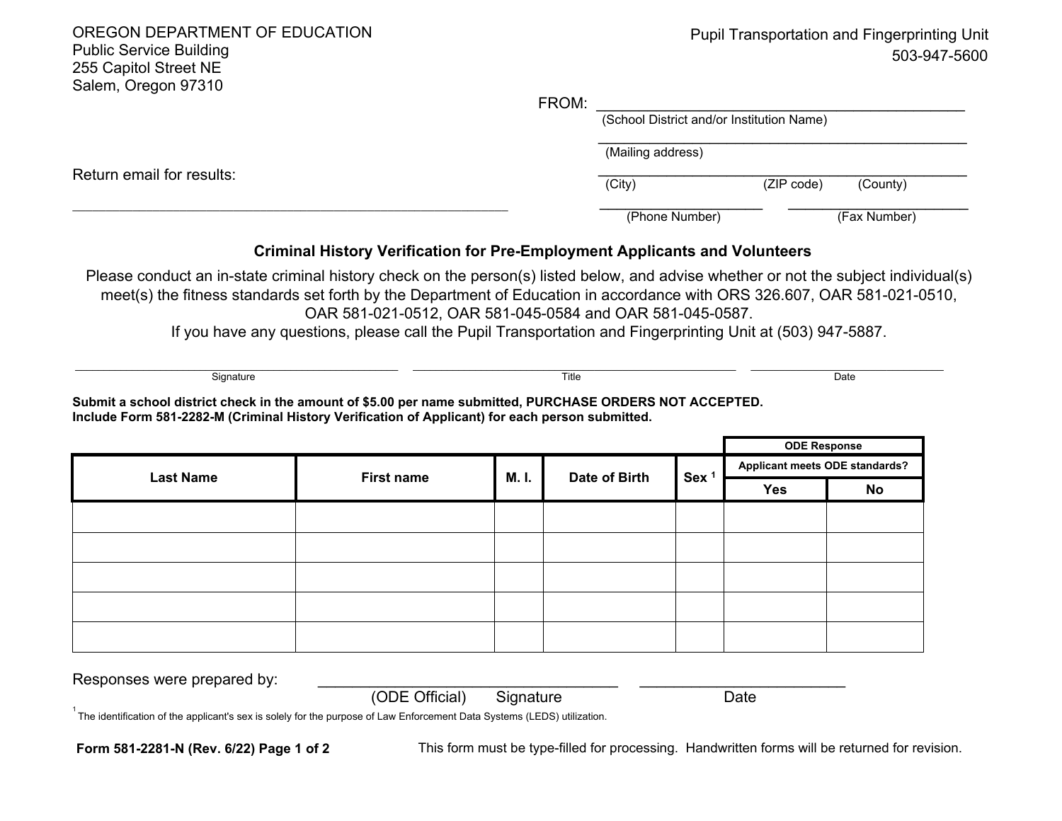OREGON DEPARTMENT OF EDUCATION
Public Service Building
255 Capitol Street NE
Salem, Oregon 97310

Pupil Transportation and Fingerprinting Unit
503-947-5600

FROM: ____________________________________________
(School District and/or Institution Name)

____________________________________________
(Mailing address)

____________________________________________
(City) (ZIP code) (County)

____________________ ____________________
(Phone Number) (Fax Number)

Return email for results:

____________________________________________

## Criminal History Verification for Pre-Employment Applicants and Volunteers

Please conduct an in-state criminal history check on the person(s) listed below, and advise whether or not the subject individual(s) meet(s) the fitness standards set forth by the Department of Education in accordance with ORS 326.607, OAR 581-021-0510, OAR 581-021-0512, OAR 581-045-0584 and OAR 581-045-0587.
If you have any questions, please call the Pupil Transportation and Fingerprinting Unit at (503) 947-5887.

____________________ ____________________ ____________________
Signature Title Date

**Submit a school district check in the amount of $5.00 per name submitted, PURCHASE ORDERS NOT ACCEPTED.**
**Include Form 581-2282-M (Criminal History Verification of Applicant) for each person submitted.**

| Last Name | First name | M. I. | Date of Birth | Sex [1] | ODE Response – Applicant meets ODE standards? | |
|---|---|---|---|---|---|---|
| | | | | | Yes | No |
| | | | | | | |
| | | | | | | |
| | | | | | | |
| | | | | | | |
| | | | | | | |

Responses were prepared by: ____________________ ____________________
(ODE Official) Signature Date

[1] The identification of the applicant's sex is solely for the purpose of Law Enforcement Data Systems (LEDS) utilization.

**Form 581-2281-N (Rev. 6/22) Page 1 of 2**

This form must be type-filled for processing. Handwritten forms will be returned for revision.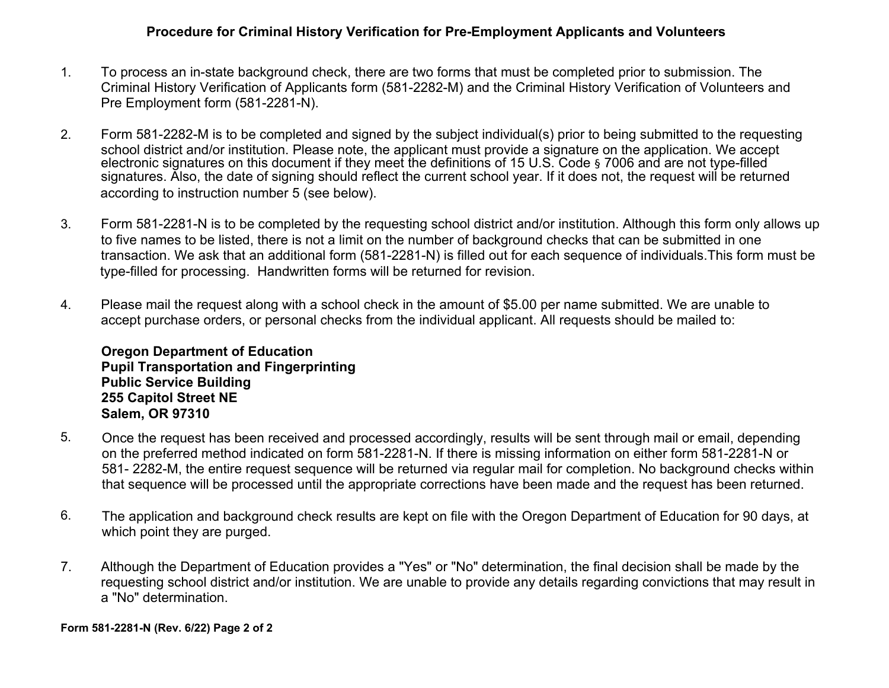### Procedure for Criminal History Verification for Pre-Employment Applicants and Volunteers

1. To process an in-state background check, there are two forms that must be completed prior to submission. The Criminal History Verification of Applicants form (581-2282-M) and the Criminal History Verification of Volunteers and Pre Employment form (581-2281-N).

2. Form 581-2282-M is to be completed and signed by the subject individual(s) prior to being submitted to the requesting school district and/or institution. Please note, the applicant must provide a signature on the application. We accept electronic signatures on this document if they meet the definitions of 15 U.S. Code § 7006 and are not type-filled signatures. Also, the date of signing should reflect the current school year. If it does not, the request will be returned according to instruction number 5 (see below).

3. Form 581-2281-N is to be completed by the requesting school district and/or institution. Although this form only allows up to five names to be listed, there is not a limit on the number of background checks that can be submitted in one transaction. We ask that an additional form (581-2281-N) is filled out for each sequence of individuals.This form must be type-filled for processing. Handwritten forms will be returned for revision.

4. Please mail the request along with a school check in the amount of $5.00 per name submitted. We are unable to accept purchase orders, or personal checks from the individual applicant. All requests should be mailed to:

   **Oregon Department of Education**
   **Pupil Transportation and Fingerprinting**
   **Public Service Building**
   **255 Capitol Street NE**
   **Salem, OR 97310**

5. Once the request has been received and processed accordingly, results will be sent through mail or email, depending on the preferred method indicated on form 581-2281-N. If there is missing information on either form 581-2281-N or 581- 2282-M, the entire request sequence will be returned via regular mail for completion. No background checks within that sequence will be processed until the appropriate corrections have been made and the request has been returned.

6. The application and background check results are kept on file with the Oregon Department of Education for 90 days, at which point they are purged.

7. Although the Department of Education provides a "Yes" or "No" determination, the final decision shall be made by the requesting school district and/or institution. We are unable to provide any details regarding convictions that may result in a "No" determination.